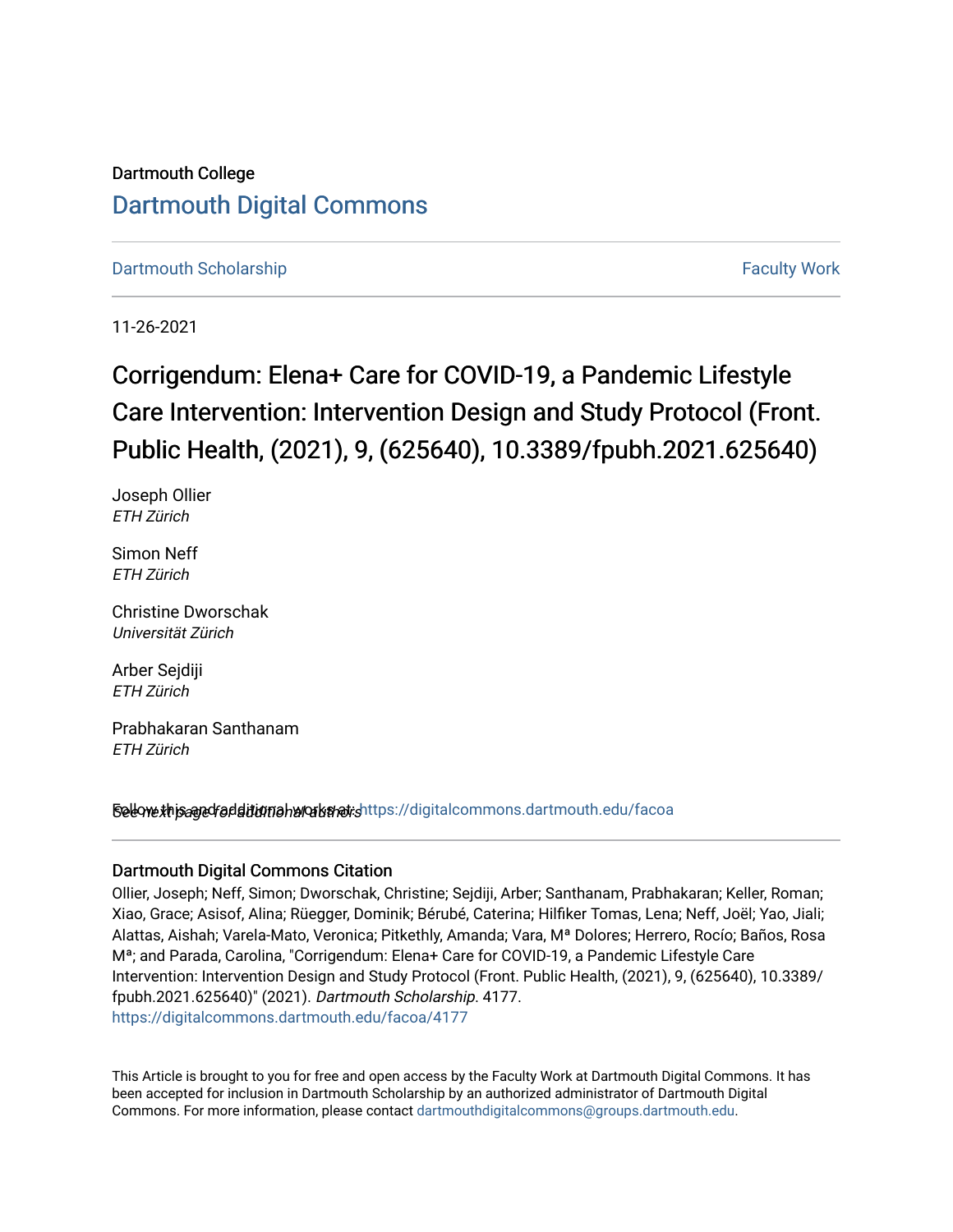Dartmouth College

# Dartmouth Digital Commons

Dartmouth Scholarship | Faculty Work

11-26-2021

# Corrigendum: Elena+ Care for COVID-19, a Pandemic Lifestyle Care Intervention: Intervention Design and Study Protocol (Front. Public Health, (2021), 9, (625640), 10.3389/fpubh.2021.625640)

Joseph Ollier
*ETH Zürich*

Simon Neff
*ETH Zürich*

Christine Dworschak
*Universität Zürich*

Arber Sejdiji
*ETH Zürich*

Prabhakaran Santhanam
*ETH Zürich*

*See next page for additional authors*

Follow this and additional works at: https://digitalcommons.dartmouth.edu/facoa

## Dartmouth Digital Commons Citation

Ollier, Joseph; Neff, Simon; Dworschak, Christine; Sejdiji, Arber; Santhanam, Prabhakaran; Keller, Roman; Xiao, Grace; Asisof, Alina; Rüegger, Dominik; Bérubé, Caterina; Hilfiker Tomas, Lena; Neff, Joël; Yao, Jiali; Alattas, Aishah; Varela-Mato, Veronica; Pitkethly, Amanda; Vara, Mª Dolores; Herrero, Rocío; Baños, Rosa Mª; and Parada, Carolina, "Corrigendum: Elena+ Care for COVID-19, a Pandemic Lifestyle Care Intervention: Intervention Design and Study Protocol (Front. Public Health, (2021), 9, (625640), 10.3389/fpubh.2021.625640)" (2021). *Dartmouth Scholarship*. 4177.
https://digitalcommons.dartmouth.edu/facoa/4177

This Article is brought to you for free and open access by the Faculty Work at Dartmouth Digital Commons. It has been accepted for inclusion in Dartmouth Scholarship by an authorized administrator of Dartmouth Digital Commons. For more information, please contact dartmouthdigitalcommons@groups.dartmouth.edu.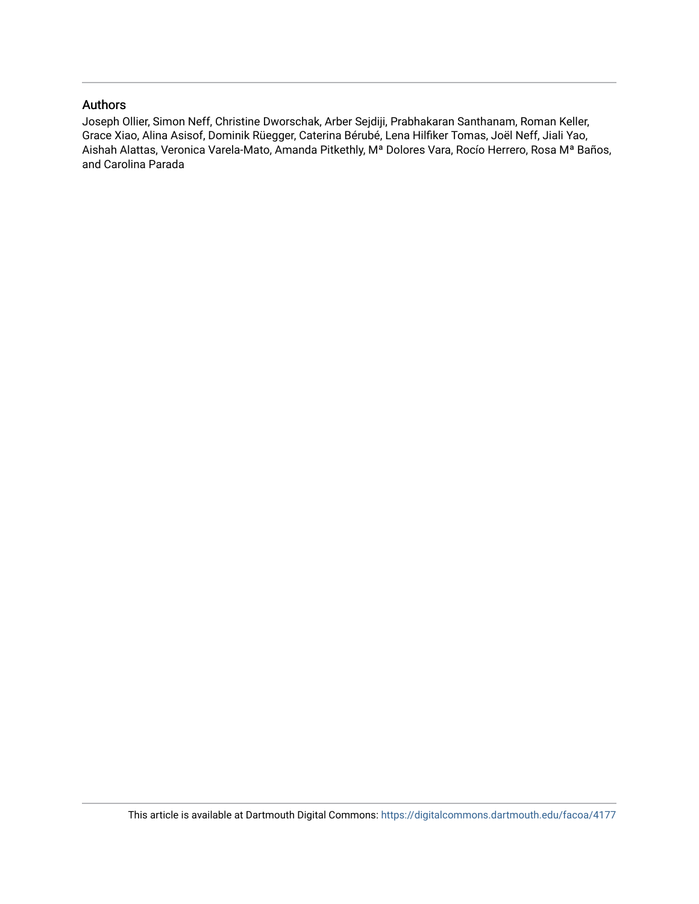## Authors

Joseph Ollier, Simon Neff, Christine Dworschak, Arber Sejdiji, Prabhakaran Santhanam, Roman Keller, Grace Xiao, Alina Asisof, Dominik Rüegger, Caterina Bérubé, Lena Hilfiker Tomas, Joël Neff, Jiali Yao, Aishah Alattas, Veronica Varela-Mato, Amanda Pitkethly, Mª Dolores Vara, Rocío Herrero, Rosa Mª Baños, and Carolina Parada

This article is available at Dartmouth Digital Commons: https://digitalcommons.dartmouth.edu/facoa/4177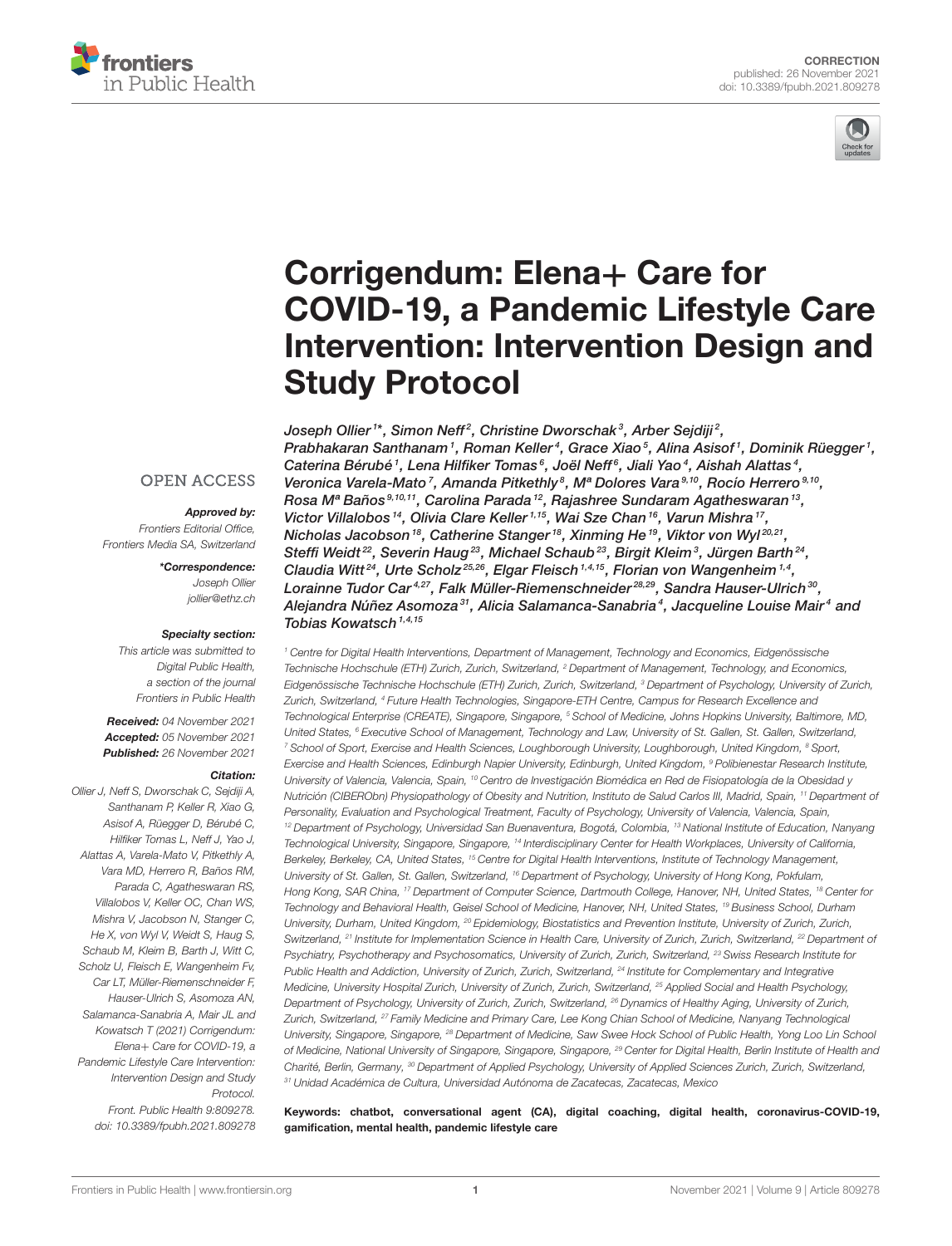# Corrigendum: Elena+ Care for COVID-19, a Pandemic Lifestyle Care Intervention: Intervention Design and Study Protocol

Joseph Ollier[1]*, Simon Neff[2], Christine Dworschak[3], Arber Sejdiji[2], Prabhakaran Santhanam[1], Roman Keller[4], Grace Xiao[5], Alina Asisof[1], Dominik Rüegger[1], Caterina Bérubé[1], Lena Hilfiker Tomas[6], Joël Neff[6], Jiali Yao[4], Aishah Alattas[4], Veronica Varela-Mato[7], Amanda Pitkethly[8], Mª Dolores Vara[9,10], Rocío Herrero[9,10], Rosa Mª Baños[9,10,11], Carolina Parada[12], Rajashree Sundaram Agatheswaran[13], Victor Villalobos[14], Olivia Clare Keller[1,15], Wai Sze Chan[16], Varun Mishra[17], Nicholas Jacobson[18], Catherine Stanger[18], Xinming He[19], Viktor von Wyl[20,21], Steffi Weidt[22], Severin Haug[23], Michael Schaub[23], Birgit Kleim[3], Jürgen Barth[24], Claudia Witt[24], Urte Scholz[25,26], Elgar Fleisch[1,4,15], Florian von Wangenheim[1,4], Lorainne Tudor Car[4,27], Falk Müller-Riemenschneider[28,29], Sandra Hauser-Ulrich[30], Alejandra Núñez Asomoza[31], Alicia Salamanca-Sanabria[4], Jacqueline Louise Mair[4] and Tobias Kowatsch[1,4,15]

[1] Centre for Digital Health Interventions, Department of Management, Technology and Economics, Eidgenössische Technische Hochschule (ETH) Zurich, Zurich, Switzerland, [2] Department of Management, Technology, and Economics, Eidgenössische Technische Hochschule (ETH) Zurich, Zurich, Switzerland, [3] Department of Psychology, University of Zurich, Zurich, Switzerland, [4] Future Health Technologies, Singapore-ETH Centre, Campus for Research Excellence and Technological Enterprise (CREATE), Singapore, Singapore, [5] School of Medicine, Johns Hopkins University, Baltimore, MD, United States, [6] Executive School of Management, Technology and Law, University of St. Gallen, St. Gallen, Switzerland, [7] School of Sport, Exercise and Health Sciences, Loughborough University, Loughborough, United Kingdom, [8] Sport, Exercise and Health Sciences, Edinburgh Napier University, Edinburgh, United Kingdom, [9] Polibienestar Research Institute, University of Valencia, Valencia, Spain, [10] Centro de Investigación Biomédica en Red de Fisiopatología de la Obesidad y Nutrición (CIBEROBn) Physiopathology of Obesity and Nutrition, Instituto de Salud Carlos III, Madrid, Spain, [11] Department of Personality, Evaluation and Psychological Treatment, Faculty of Psychology, University of Valencia, Valencia, Spain, [12] Department of Psychology, Universidad San Buenaventura, Bogotá, Colombia, [13] National Institute of Education, Nanyang Technological University, Singapore, Singapore, [14] Interdisciplinary Center for Health Workplaces, University of California, Berkeley, Berkeley, CA, United States, [15] Centre for Digital Health Interventions, Institute of Technology Management, University of St. Gallen, St. Gallen, Switzerland, [16] Department of Psychology, University of Hong Kong, Pokfulam, Hong Kong, SAR China, [17] Department of Computer Science, Dartmouth College, Hanover, NH, United States, [18] Center for Technology and Behavioral Health, Geisel School of Medicine, Hanover, NH, United States, [19] Business School, Durham University, Durham, United Kingdom, [20] Epidemiology, Biostatistics and Prevention Institute, University of Zurich, Zurich, Switzerland, [21] Institute for Implementation Science in Health Care, University of Zurich, Zurich, Switzerland, [22] Department of Psychiatry, Psychotherapy and Psychosomatics, University of Zurich, Zurich, Switzerland, [23] Swiss Research Institute for Public Health and Addiction, University of Zurich, Zurich, Switzerland, [24] Institute for Complementary and Integrative Medicine, University Hospital Zurich, University of Zurich, Zurich, Switzerland, [25] Applied Social and Health Psychology, Department of Psychology, University of Zurich, Zurich, Switzerland, [26] Dynamics of Healthy Aging, University of Zurich, Zurich, Switzerland, [27] Family Medicine and Primary Care, Lee Kong Chian School of Medicine, Nanyang Technological University, Singapore, Singapore, [28] Department of Medicine, Saw Swee Hock School of Public Health, Yong Loo Lin School of Medicine, National University of Singapore, Singapore, Singapore, [29] Center for Digital Health, Berlin Institute of Health and Charité, Berlin, Germany, [30] Department of Applied Psychology, University of Applied Sciences Zurich, Zurich, Switzerland, [31] Unidad Académica de Cultura, Universidad Autónoma de Zacatecas, Zacatecas, Mexico

**Keywords:** chatbot, conversational agent (CA), digital coaching, digital health, coronavirus-COVID-19, gamification, mental health, pandemic lifestyle care

OPEN ACCESS

***Approved by:***
*Frontiers Editorial Office, Frontiers Media SA, Switzerland*

***\*Correspondence:***
*Joseph Ollier*
*jollier@ethz.ch*

***Specialty section:***
*This article was submitted to Digital Public Health, a section of the journal Frontiers in Public Health*

***Received:*** *04 November 2021*
***Accepted:*** *05 November 2021*
***Published:*** *26 November 2021*

***Citation:***
*Ollier J, Neff S, Dworschak C, Sejdiji A, Santhanam P, Keller R, Xiao G, Asisof A, Rüegger D, Bérubé C, Hilfiker Tomas L, Neff J, Yao J, Alattas A, Varela-Mato V, Pitkethly A, Vara MD, Herrero R, Baños RM, Parada C, Agatheswaran RS, Villalobos V, Keller OC, Chan WS, Mishra V, Jacobson N, Stanger C, He X, von Wyl V, Weidt S, Haug S, Schaub M, Kleim B, Barth J, Witt C, Scholz U, Fleisch E, Wangenheim Fv, Car LT, Müller-Riemenschneider F, Hauser-Ulrich S, Asomoza AN, Salamanca-Sanabria A, Mair JL and Kowatsch T (2021) Corrigendum: Elena+ Care for COVID-19, a Pandemic Lifestyle Care Intervention: Intervention Design and Study Protocol. Front. Public Health 9:809278. doi: 10.3389/fpubh.2021.809278*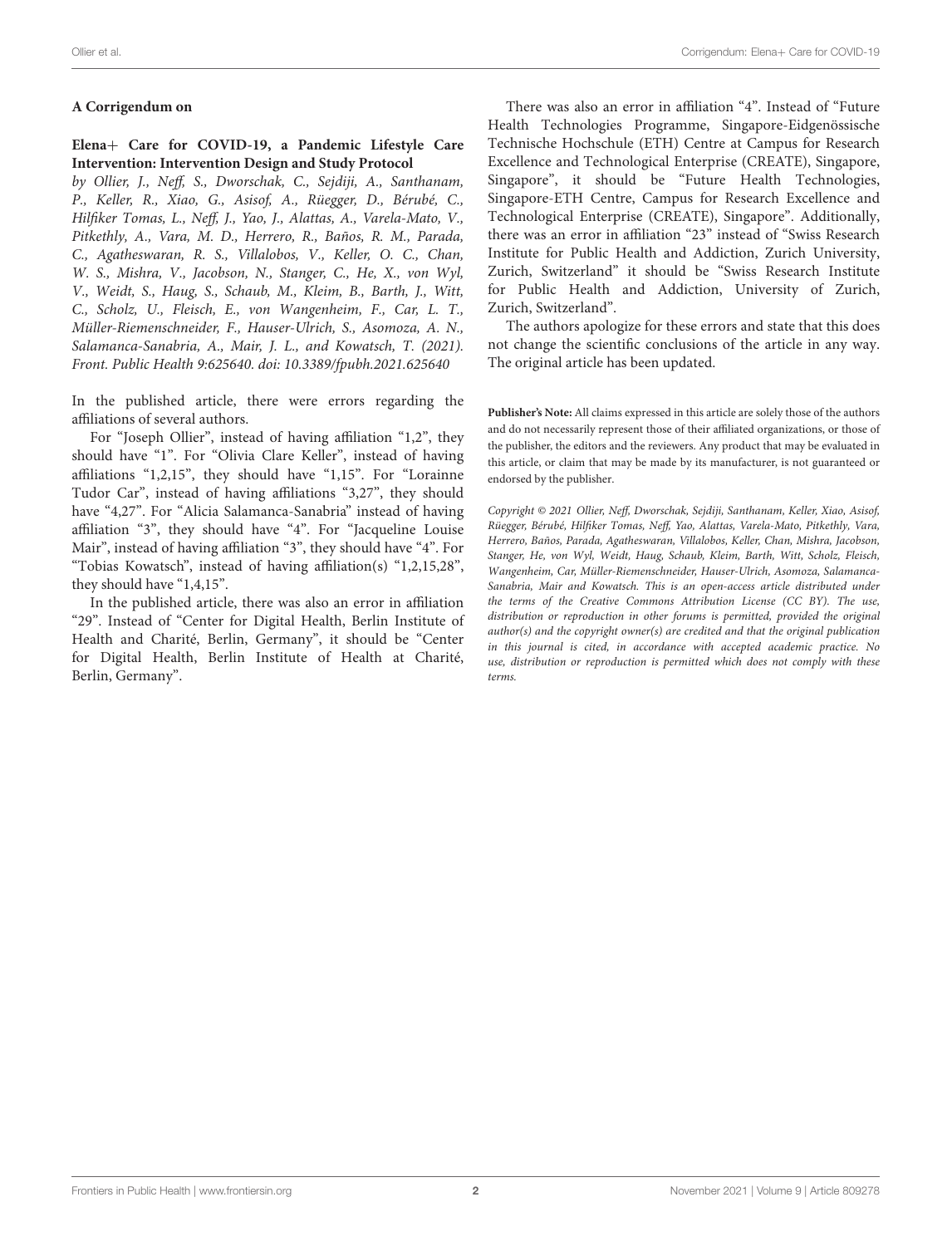**A Corrigendum on**

**Elena+ Care for COVID-19, a Pandemic Lifestyle Care Intervention: Intervention Design and Study Protocol**

*by Ollier, J., Neff, S., Dworschak, C., Sejdiji, A., Santhanam, P., Keller, R., Xiao, G., Asisof, A., Rüegger, D., Bérubé, C., Hilfiker Tomas, L., Neff, J., Yao, J., Alattas, A., Varela-Mato, V., Pitkethly, A., Vara, M. D., Herrero, R., Baños, R. M., Parada, C., Agatheswaran, R. S., Villalobos, V., Keller, O. C., Chan, W. S., Mishra, V., Jacobson, N., Stanger, C., He, X., von Wyl, V., Weidt, S., Haug, S., Schaub, M., Kleim, B., Barth, J., Witt, C., Scholz, U., Fleisch, E., von Wangenheim, F., Car, L. T., Müller-Riemenschneider, F., Hauser-Ulrich, S., Asomoza, A. N., Salamanca-Sanabria, A., Mair, J. L., and Kowatsch, T. (2021). Front. Public Health 9:625640. doi: 10.3389/fpubh.2021.625640*

In the published article, there were errors regarding the affiliations of several authors.

For "Joseph Ollier", instead of having affiliation "1,2", they should have "1". For "Olivia Clare Keller", instead of having affiliations "1,2,15", they should have "1,15". For "Lorainne Tudor Car", instead of having affiliations "3,27", they should have "4,27". For "Alicia Salamanca-Sanabria" instead of having affiliation "3", they should have "4". For "Jacqueline Louise Mair", instead of having affiliation "3", they should have "4". For "Tobias Kowatsch", instead of having affiliation(s) "1,2,15,28", they should have "1,4,15".

In the published article, there was also an error in affiliation "29". Instead of "Center for Digital Health, Berlin Institute of Health and Charité, Berlin, Germany", it should be "Center for Digital Health, Berlin Institute of Health at Charité, Berlin, Germany".

There was also an error in affiliation "4". Instead of "Future Health Technologies Programme, Singapore-Eidgenössische Technische Hochschule (ETH) Centre at Campus for Research Excellence and Technological Enterprise (CREATE), Singapore, Singapore", it should be "Future Health Technologies, Singapore-ETH Centre, Campus for Research Excellence and Technological Enterprise (CREATE), Singapore". Additionally, there was an error in affiliation "23" instead of "Swiss Research Institute for Public Health and Addiction, Zurich University, Zurich, Switzerland" it should be "Swiss Research Institute for Public Health and Addiction, University of Zurich, Zurich, Switzerland".

The authors apologize for these errors and state that this does not change the scientific conclusions of the article in any way. The original article has been updated.

**Publisher's Note:** All claims expressed in this article are solely those of the authors and do not necessarily represent those of their affiliated organizations, or those of the publisher, the editors and the reviewers. Any product that may be evaluated in this article, or claim that may be made by its manufacturer, is not guaranteed or endorsed by the publisher.

*Copyright © 2021 Ollier, Neff, Dworschak, Sejdiji, Santhanam, Keller, Xiao, Asisof, Rüegger, Bérubé, Hilfiker Tomas, Neff, Yao, Alattas, Varela-Mato, Pitkethly, Vara, Herrero, Baños, Parada, Agatheswaran, Villalobos, Keller, Chan, Mishra, Jacobson, Stanger, He, von Wyl, Weidt, Haug, Schaub, Kleim, Barth, Witt, Scholz, Fleisch, Wangenheim, Car, Müller-Riemenschneider, Hauser-Ulrich, Asomoza, Salamanca-Sanabria, Mair and Kowatsch. This is an open-access article distributed under the terms of the Creative Commons Attribution License (CC BY). The use, distribution or reproduction in other forums is permitted, provided the original author(s) and the copyright owner(s) are credited and that the original publication in this journal is cited, in accordance with accepted academic practice. No use, distribution or reproduction is permitted which does not comply with these terms.*